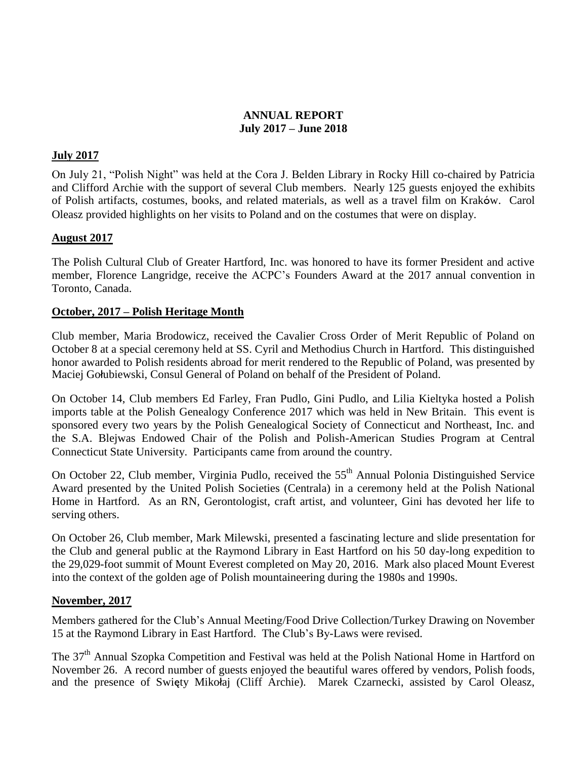**ANNUAL REPORT**
**July 2017 – June 2018**

**July 2017**

On July 21, "Polish Night" was held at the Cora J. Belden Library in Rocky Hill co-chaired by Patricia and Clifford Archie with the support of several Club members. Nearly 125 guests enjoyed the exhibits of Polish artifacts, costumes, books, and related materials, as well as a travel film on Kraków. Carol Oleasz provided highlights on her visits to Poland and on the costumes that were on display.

**August 2017**

The Polish Cultural Club of Greater Hartford, Inc. was honored to have its former President and active member, Florence Langridge, receive the ACPC's Founders Award at the 2017 annual convention in Toronto, Canada.

**October, 2017 – Polish Heritage Month**

Club member, Maria Brodowicz, received the Cavalier Cross Order of Merit Republic of Poland on October 8 at a special ceremony held at SS. Cyril and Methodius Church in Hartford. This distinguished honor awarded to Polish residents abroad for merit rendered to the Republic of Poland, was presented by Maciej Gołubiewski, Consul General of Poland on behalf of the President of Poland.

On October 14, Club members Ed Farley, Fran Pudlo, Gini Pudlo, and Lilia Kieltyka hosted a Polish imports table at the Polish Genealogy Conference 2017 which was held in New Britain. This event is sponsored every two years by the Polish Genealogical Society of Connecticut and Northeast, Inc. and the S.A. Blejwas Endowed Chair of the Polish and Polish-American Studies Program at Central Connecticut State University. Participants came from around the country.

On October 22, Club member, Virginia Pudlo, received the 55th Annual Polonia Distinguished Service Award presented by the United Polish Societies (Centrala) in a ceremony held at the Polish National Home in Hartford. As an RN, Gerontologist, craft artist, and volunteer, Gini has devoted her life to serving others.

On October 26, Club member, Mark Milewski, presented a fascinating lecture and slide presentation for the Club and general public at the Raymond Library in East Hartford on his 50 day-long expedition to the 29,029-foot summit of Mount Everest completed on May 20, 2016. Mark also placed Mount Everest into the context of the golden age of Polish mountaineering during the 1980s and 1990s.

**November, 2017**

Members gathered for the Club's Annual Meeting/Food Drive Collection/Turkey Drawing on November 15 at the Raymond Library in East Hartford. The Club's By-Laws were revised.

The 37th Annual Szopka Competition and Festival was held at the Polish National Home in Hartford on November 26. A record number of guests enjoyed the beautiful wares offered by vendors, Polish foods, and the presence of Swięty Mikołaj (Cliff Archie). Marek Czarnecki, assisted by Carol Oleasz,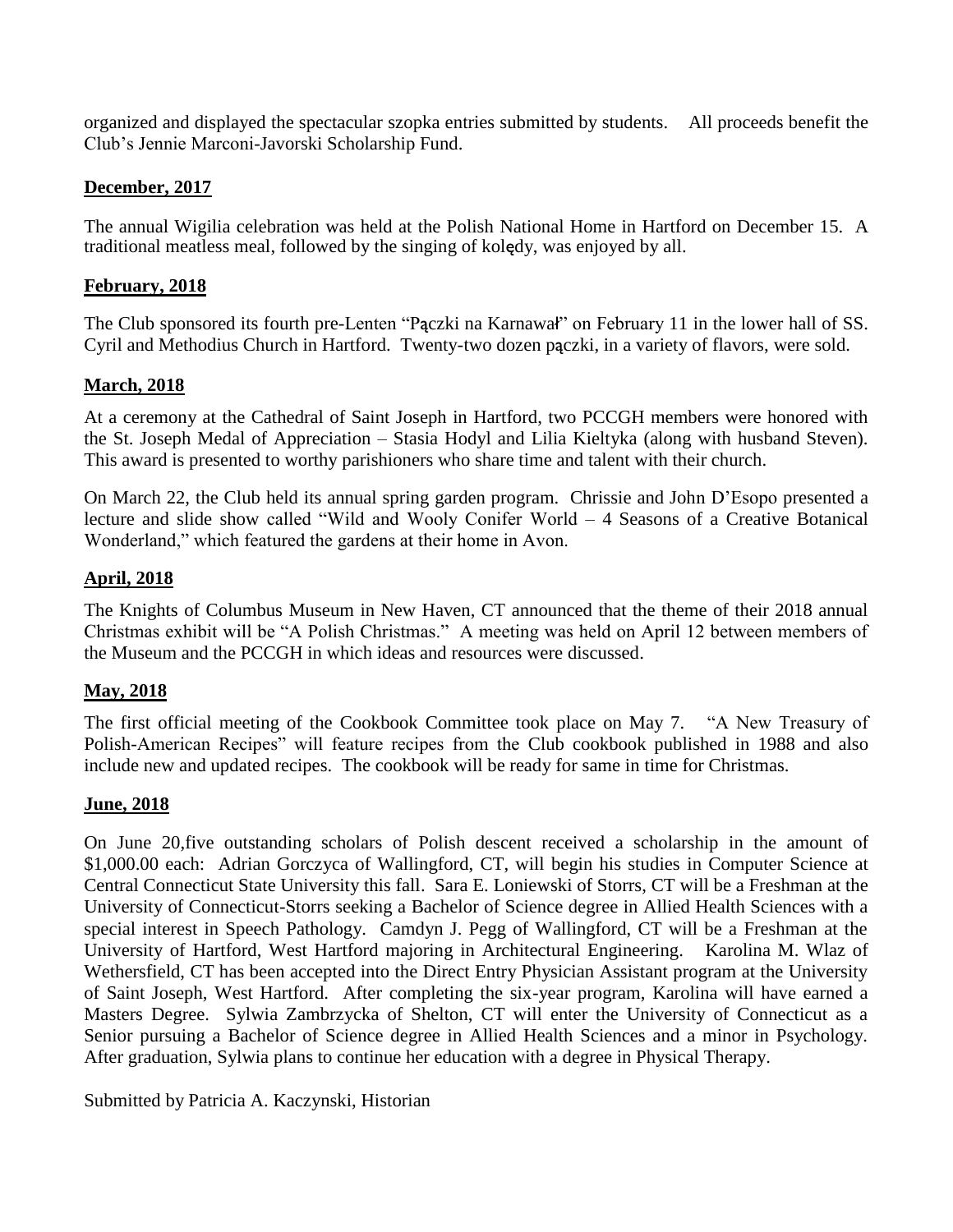organized and displayed the spectacular szopka entries submitted by students. All proceeds benefit the Club's Jennie Marconi-Javorski Scholarship Fund.

**December, 2017**

The annual Wigilia celebration was held at the Polish National Home in Hartford on December 15. A traditional meatless meal, followed by the singing of kolędy, was enjoyed by all.

**February, 2018**

The Club sponsored its fourth pre-Lenten "Pączki na Karnawał" on February 11 in the lower hall of SS. Cyril and Methodius Church in Hartford. Twenty-two dozen pączki, in a variety of flavors, were sold.

**March, 2018**

At a ceremony at the Cathedral of Saint Joseph in Hartford, two PCCGH members were honored with the St. Joseph Medal of Appreciation – Stasia Hodyl and Lilia Kieltyka (along with husband Steven). This award is presented to worthy parishioners who share time and talent with their church.

On March 22, the Club held its annual spring garden program. Chrissie and John D'Esopo presented a lecture and slide show called "Wild and Wooly Conifer World – 4 Seasons of a Creative Botanical Wonderland," which featured the gardens at their home in Avon.

**April, 2018**

The Knights of Columbus Museum in New Haven, CT announced that the theme of their 2018 annual Christmas exhibit will be "A Polish Christmas." A meeting was held on April 12 between members of the Museum and the PCCGH in which ideas and resources were discussed.

**May, 2018**

The first official meeting of the Cookbook Committee took place on May 7. "A New Treasury of Polish-American Recipes" will feature recipes from the Club cookbook published in 1988 and also include new and updated recipes. The cookbook will be ready for same in time for Christmas.

**June, 2018**

On June 20,five outstanding scholars of Polish descent received a scholarship in the amount of $1,000.00 each: Adrian Gorczyca of Wallingford, CT, will begin his studies in Computer Science at Central Connecticut State University this fall. Sara E. Loniewski of Storrs, CT will be a Freshman at the University of Connecticut-Storrs seeking a Bachelor of Science degree in Allied Health Sciences with a special interest in Speech Pathology. Camdyn J. Pegg of Wallingford, CT will be a Freshman at the University of Hartford, West Hartford majoring in Architectural Engineering. Karolina M. Wlaz of Wethersfield, CT has been accepted into the Direct Entry Physician Assistant program at the University of Saint Joseph, West Hartford. After completing the six-year program, Karolina will have earned a Masters Degree. Sylwia Zambrzycka of Shelton, CT will enter the University of Connecticut as a Senior pursuing a Bachelor of Science degree in Allied Health Sciences and a minor in Psychology. After graduation, Sylwia plans to continue her education with a degree in Physical Therapy.

Submitted by Patricia A. Kaczynski, Historian